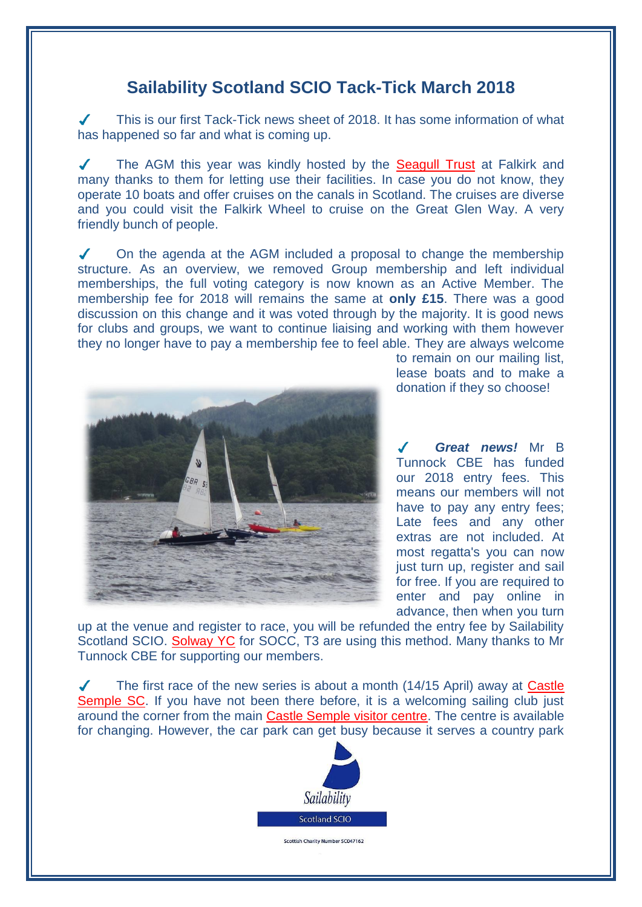# Sailability Scotland SCIO Tack-Tick March 2018

✓ This is our first Tack-Tick news sheet of 2018. It has some information of what has happened so far and what is coming up.

✓ The AGM this year was kindly hosted by the Seagull Trust at Falkirk and many thanks to them for letting use their facilities. In case you do not know, they operate 10 boats and offer cruises on the canals in Scotland. The cruises are diverse and you could visit the Falkirk Wheel to cruise on the Great Glen Way. A very friendly bunch of people.

✓ On the agenda at the AGM included a proposal to change the membership structure. As an overview, we removed Group membership and left individual memberships, the full voting category is now known as an Active Member. The membership fee for 2018 will remains the same at **only £15**. There was a good discussion on this change and it was voted through by the majority. It is good news for clubs and groups, we want to continue liaising and working with them however they no longer have to pay a membership fee to feel able. They are always welcome to remain on our mailing list, lease boats and to make a donation if they so choose!

✓ ***Great news!*** Mr B Tunnock CBE has funded our 2018 entry fees. This means our members will not have to pay any entry fees; Late fees and any other extras are not included. At most regatta's you can now just turn up, register and sail for free. If you are required to enter and pay online in advance, then when you turn up at the venue and register to race, you will be refunded the entry fee by Sailability Scotland SCIO. Solway YC for SOCC, T3 are using this method. Many thanks to Mr Tunnock CBE for supporting our members.

✓ The first race of the new series is about a month (14/15 April) away at Castle Semple SC. If you have not been there before, it is a welcoming sailing club just around the corner from the main Castle Semple visitor centre. The centre is available for changing. However, the car park can get busy because it serves a country park

Sailability

Scotland SCIO

Scottish Charity Number SC047162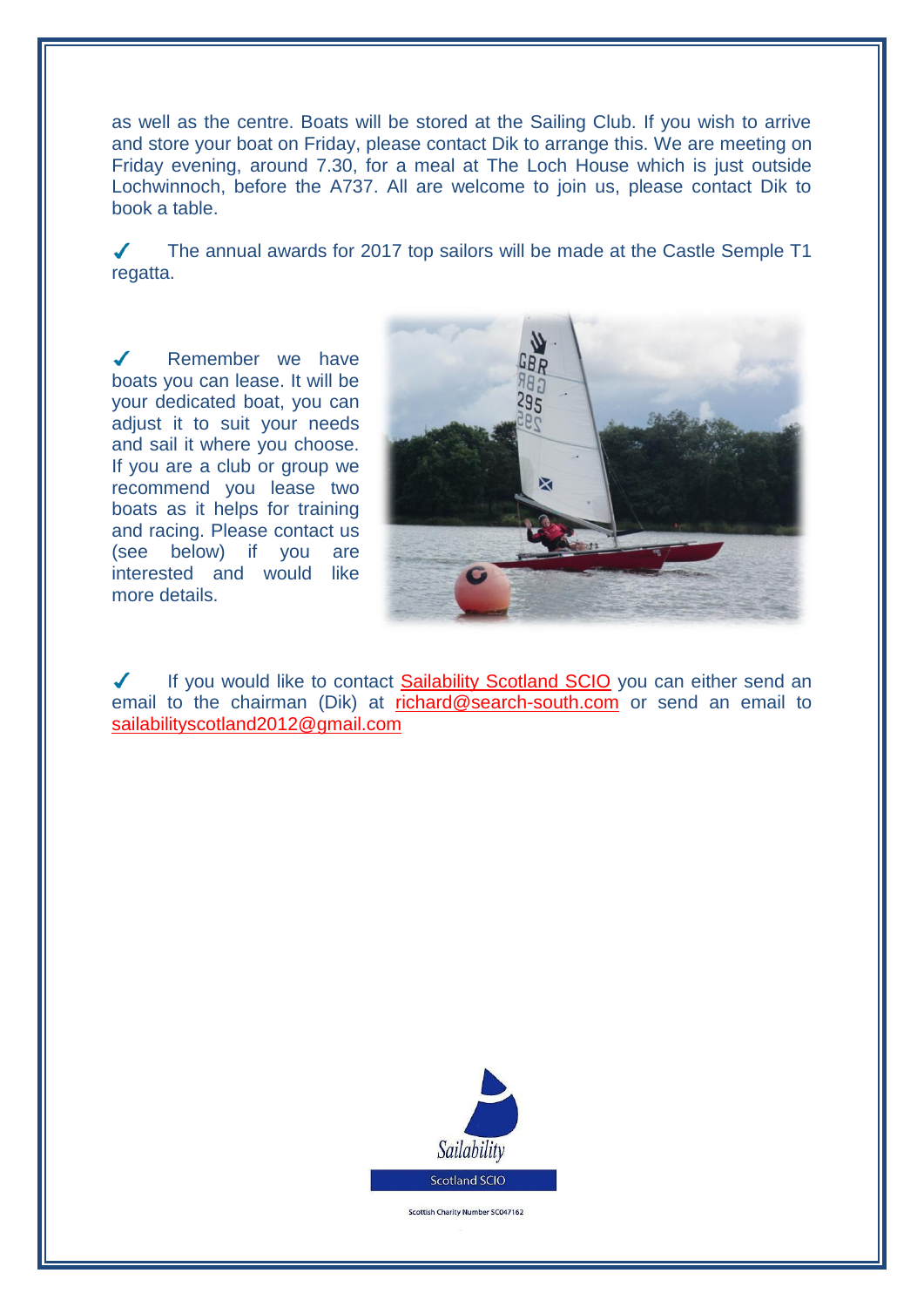as well as the centre. Boats will be stored at the Sailing Club. If you wish to arrive and store your boat on Friday, please contact Dik to arrange this. We are meeting on Friday evening, around 7.30, for a meal at The Loch House which is just outside Lochwinnoch, before the A737. All are welcome to join us, please contact Dik to book a table.

✓ The annual awards for 2017 top sailors will be made at the Castle Semple T1 regatta.

✓ Remember we have boats you can lease. It will be your dedicated boat, you can adjust it to suit your needs and sail it where you choose. If you are a club or group we recommend you lease two boats as it helps for training and racing. Please contact us (see below) if you are interested and would like more details.

✓ If you would like to contact Sailability Scotland SCIO you can either send an email to the chairman (Dik) at richard@search-south.com or send an email to sailabilityscotland2012@gmail.com

Sailability

Scotland SCIO

Scottish Charity Number SC047162